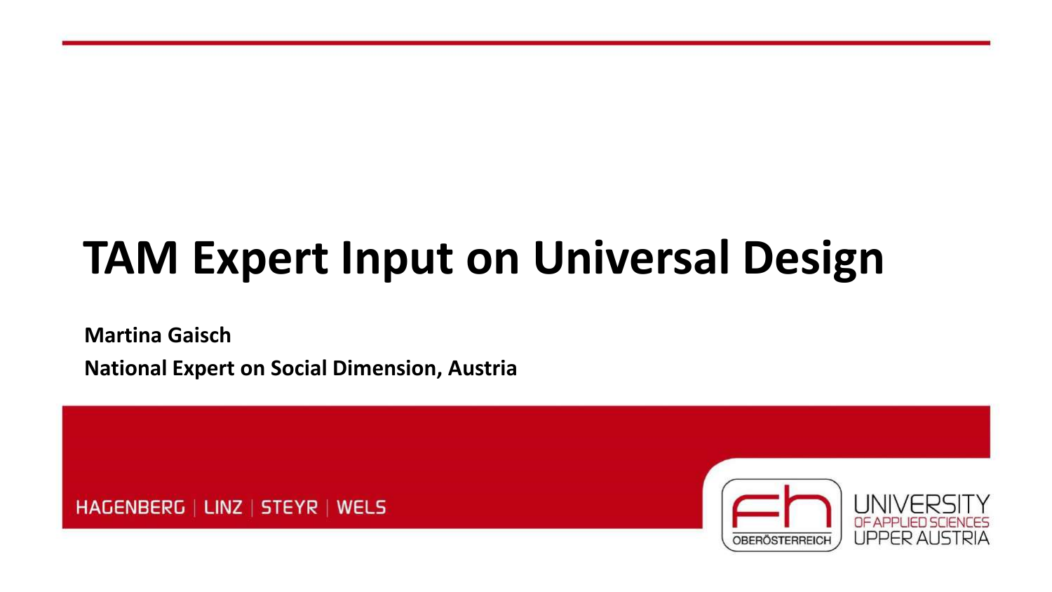# TAM Expert Input on Universal Design

**Martina Gaisch**

**National Expert on Social Dimension, Austria**

HAGENBERG | LINZ | STEYR | WELS

UNIVERSITY OF APPLIED SCIENCES UPPER AUSTRIA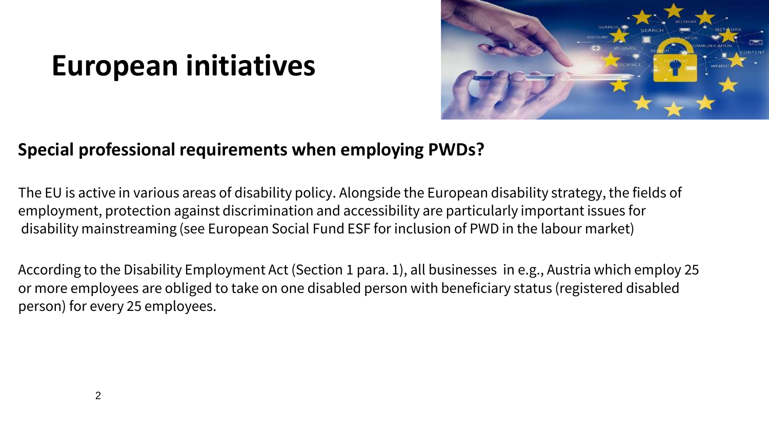# European initiatives

**Special professional requirements when employing PWDs?**

The EU is active in various areas of disability policy. Alongside the European disability strategy, the fields of employment, protection against discrimination and accessibility are particularly important issues for disability mainstreaming (see European Social Fund ESF for inclusion of PWD in the labour market)

According to the Disability Employment Act (Section 1 para. 1), all businesses in e.g., Austria which employ 25 or more employees are obliged to take on one disabled person with beneficiary status (registered disabled person) for every 25 employees.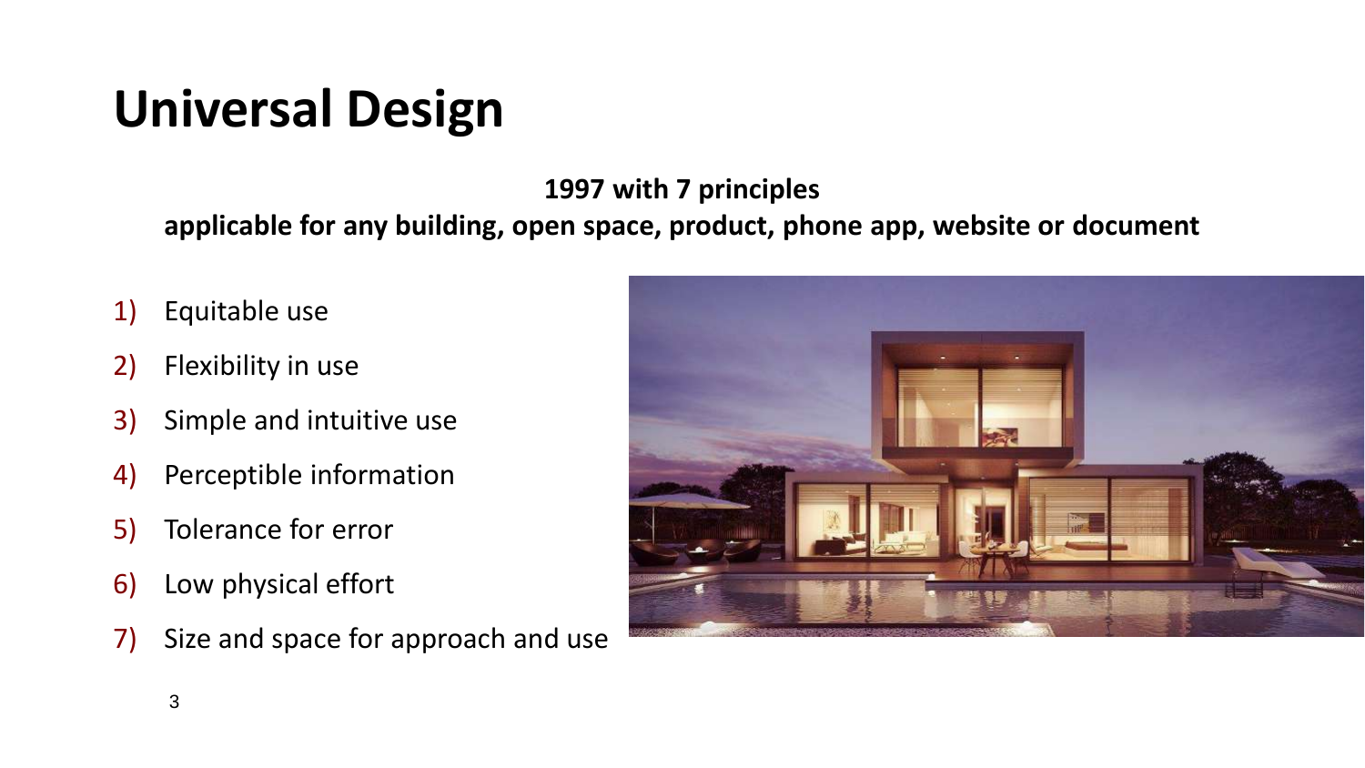# Universal Design

**1997 with 7 principles**

**applicable for any building, open space, product, phone app, website or document**

1) Equitable use
2) Flexibility in use
3) Simple and intuitive use
4) Perceptible information
5) Tolerance for error
6) Low physical effort
7) Size and space for approach and use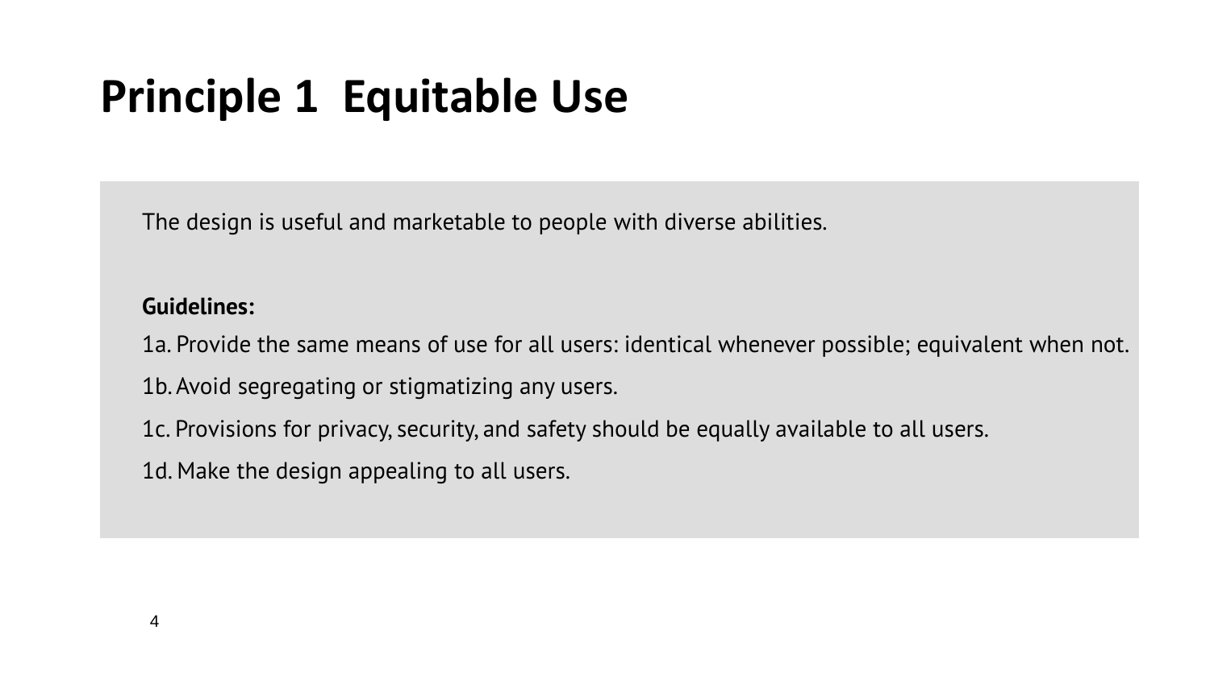# Principle 1 Equitable Use

The design is useful and marketable to people with diverse abilities.

**Guidelines:**

1a. Provide the same means of use for all users: identical whenever possible; equivalent when not.

1b. Avoid segregating or stigmatizing any users.

1c. Provisions for privacy, security, and safety should be equally available to all users.

1d. Make the design appealing to all users.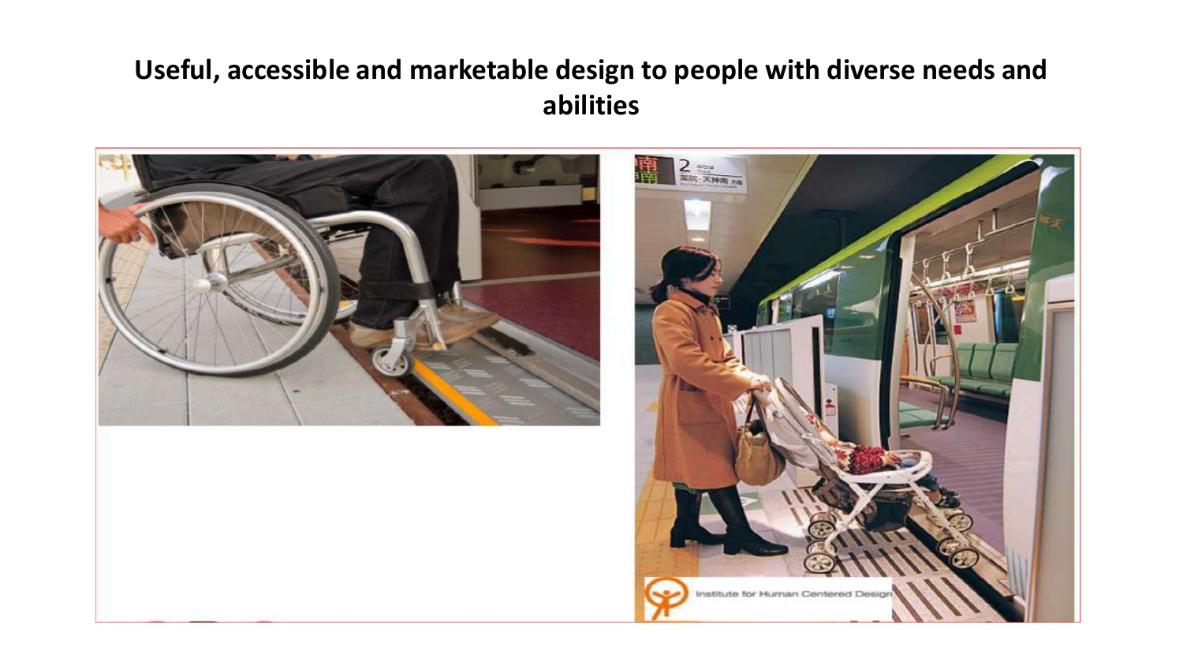# Useful, accessible and marketable design to people with diverse needs and abilities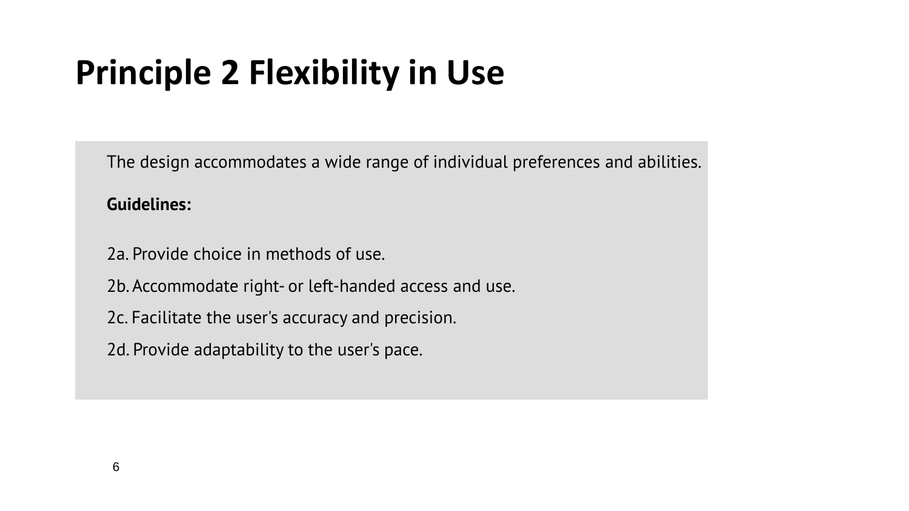# Principle 2 Flexibility in Use

The design accommodates a wide range of individual preferences and abilities.

**Guidelines:**

2a. Provide choice in methods of use.

2b. Accommodate right- or left-handed access and use.

2c. Facilitate the user's accuracy and precision.

2d. Provide adaptability to the user's pace.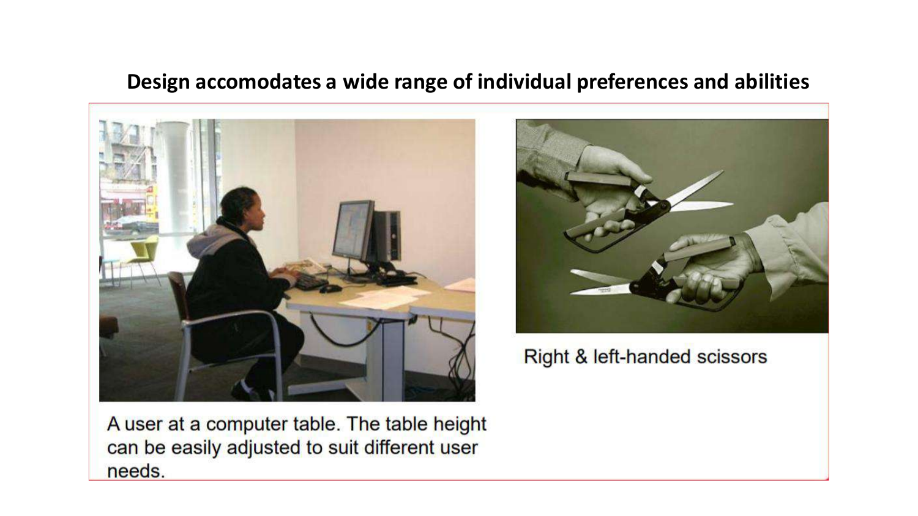## Design accomodates a wide range of individual preferences and abilities

A user at a computer table. The table height can be easily adjusted to suit different user needs.

Right & left-handed scissors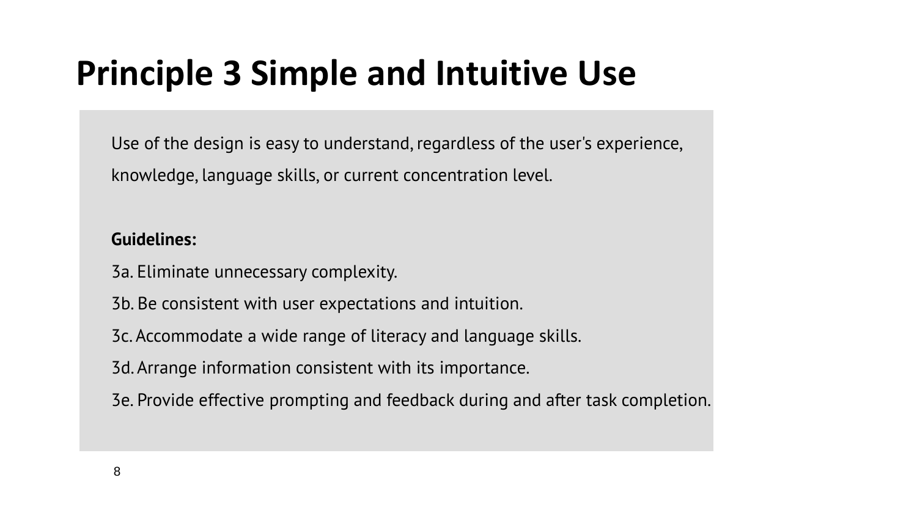# Principle 3 Simple and Intuitive Use

Use of the design is easy to understand, regardless of the user's experience, knowledge, language skills, or current concentration level.

**Guidelines:**

3a. Eliminate unnecessary complexity.

3b. Be consistent with user expectations and intuition.

3c. Accommodate a wide range of literacy and language skills.

3d. Arrange information consistent with its importance.

3e. Provide effective prompting and feedback during and after task completion.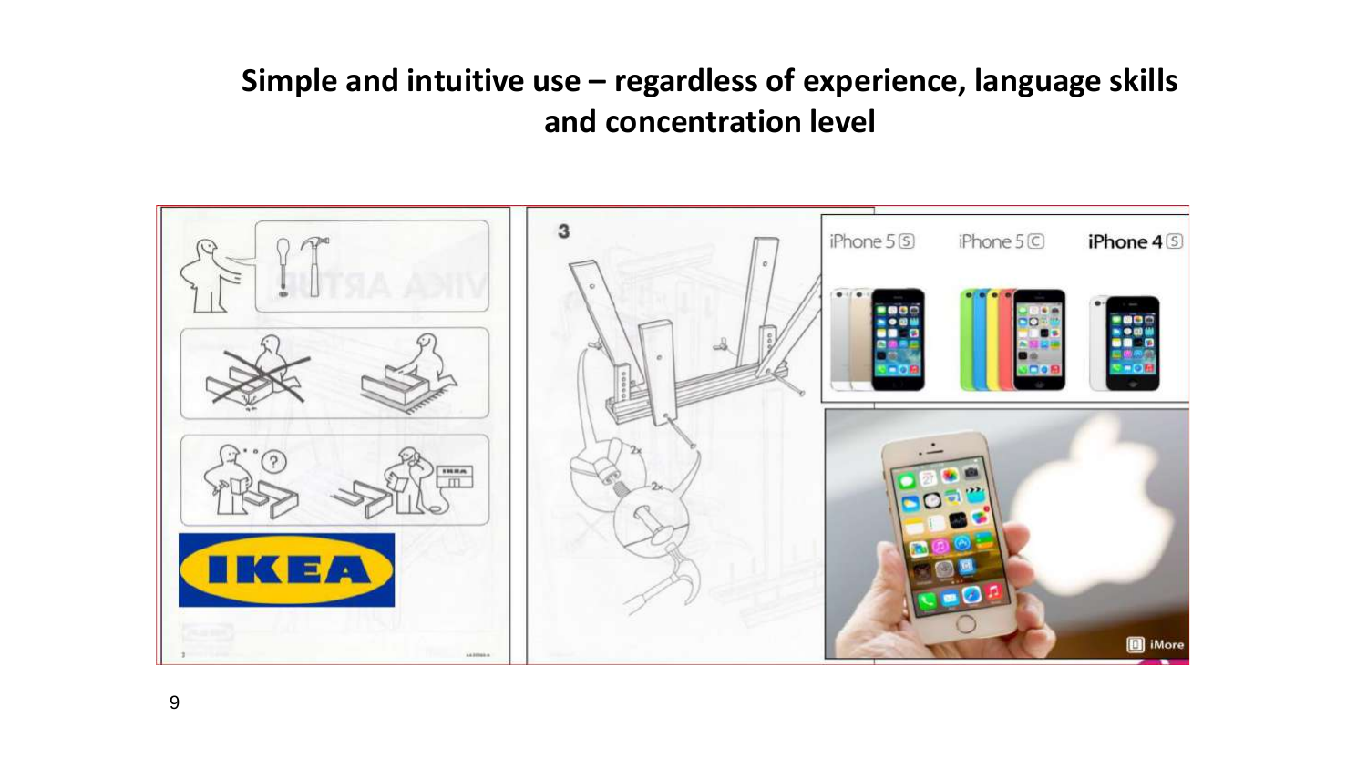## Simple and intuitive use – regardless of experience, language skills and concentration level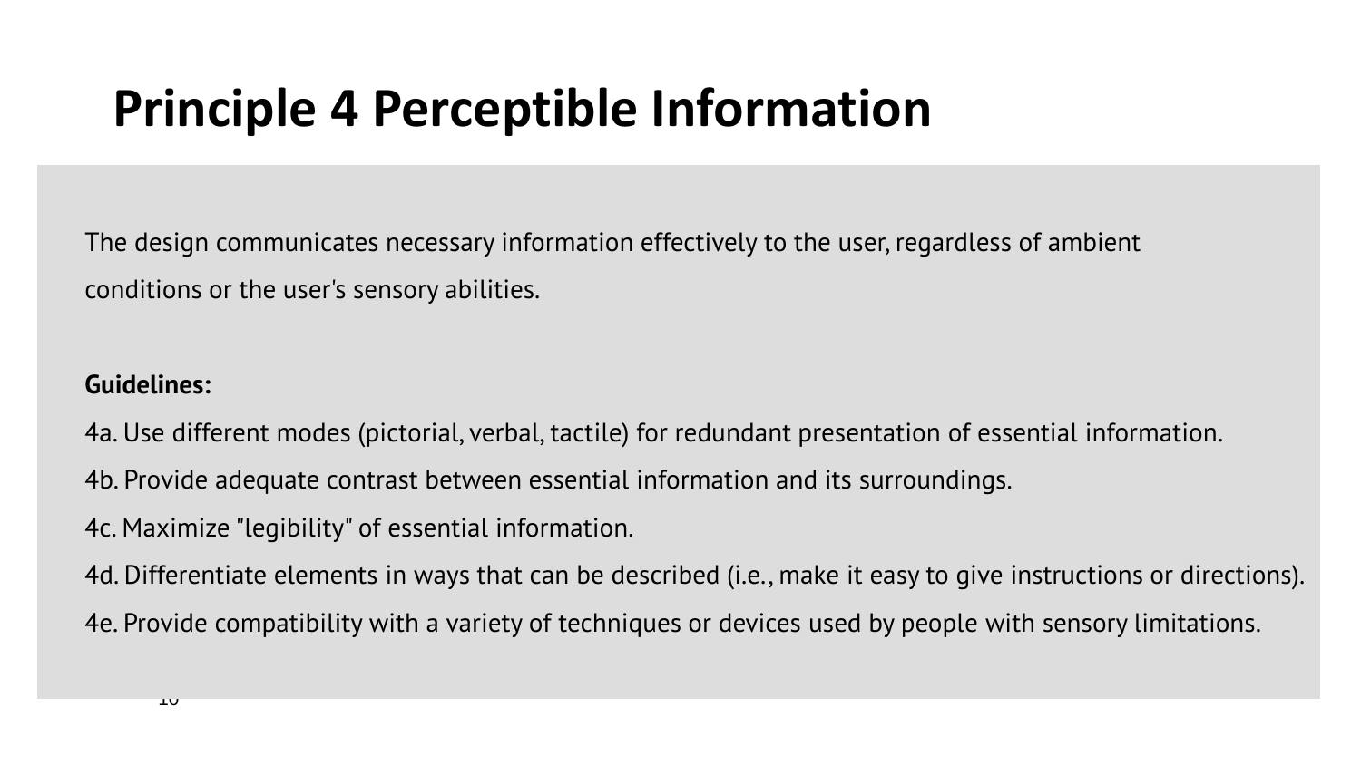# Principle 4 Perceptible Information

The design communicates necessary information effectively to the user, regardless of ambient conditions or the user's sensory abilities.

**Guidelines:**

4a. Use different modes (pictorial, verbal, tactile) for redundant presentation of essential information.

4b. Provide adequate contrast between essential information and its surroundings.

4c. Maximize "legibility" of essential information.

4d. Differentiate elements in ways that can be described (i.e., make it easy to give instructions or directions).

4e. Provide compatibility with a variety of techniques or devices used by people with sensory limitations.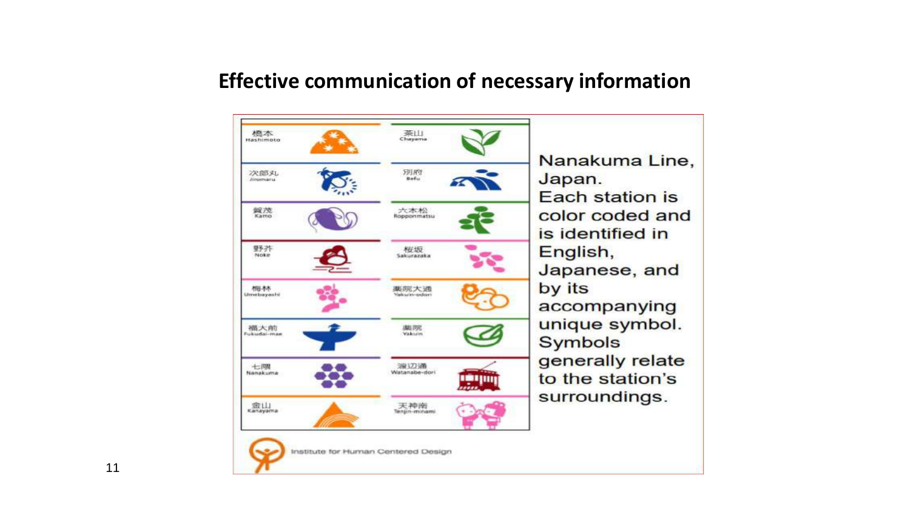## Effective communication of necessary information

| | | | |
|---|---|---|---|
| 橋本 Hashimoto | | 茶山 Chayama | |
| 次郎丸 Jiromaru | | 別府 Befu | |
| 賀茂 Kamo | | 六本松 Ropponmatsu | |
| 野芥 Noke | | 桜坂 Sakurazaka | |
| 梅林 Umebayashi | | 薬院大通 Yakuin-odori | |
| 福大前 Fukudai-mae | | 薬院 Yakuin | |
| 七隈 Nanakuma | | 渡辺通 Watanabe-dori | |
| 金山 Kanayama | | 天神南 Tenjin-minami | |

Institute for Human Centered Design

Nanakuma Line, Japan. Each station is color coded and is identified in English, Japanese, and by its accompanying unique symbol. Symbols generally relate to the station's surroundings.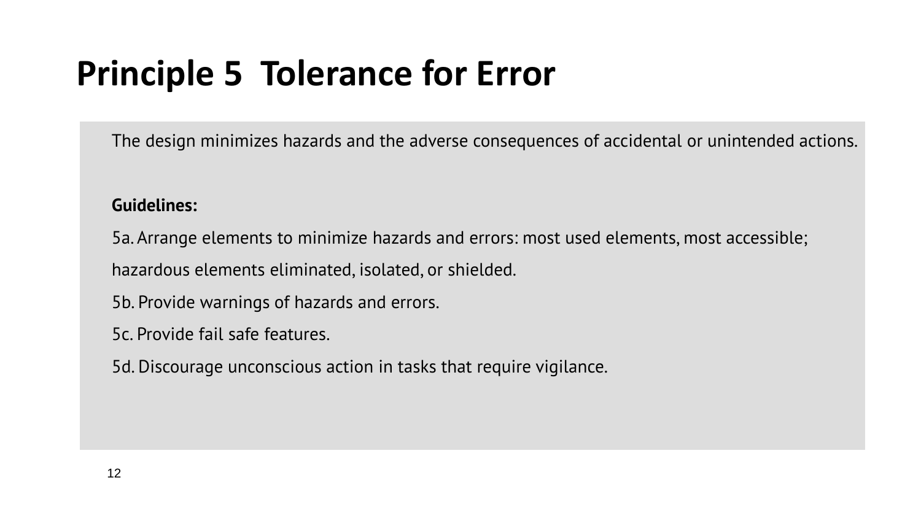# Principle 5  Tolerance for Error

The design minimizes hazards and the adverse consequences of accidental or unintended actions.

**Guidelines:**

5a. Arrange elements to minimize hazards and errors: most used elements, most accessible; hazardous elements eliminated, isolated, or shielded.

5b. Provide warnings of hazards and errors.

5c. Provide fail safe features.

5d. Discourage unconscious action in tasks that require vigilance.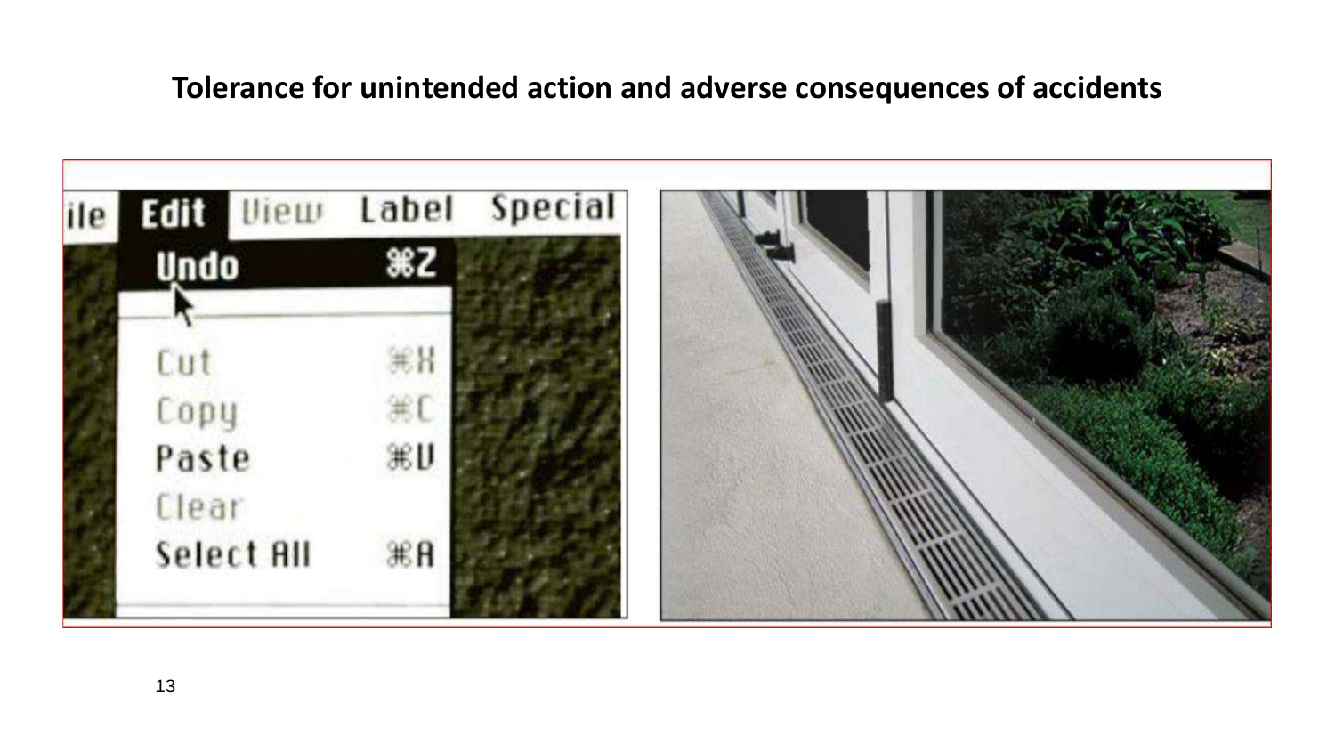# Tolerance for unintended action and adverse consequences of accidents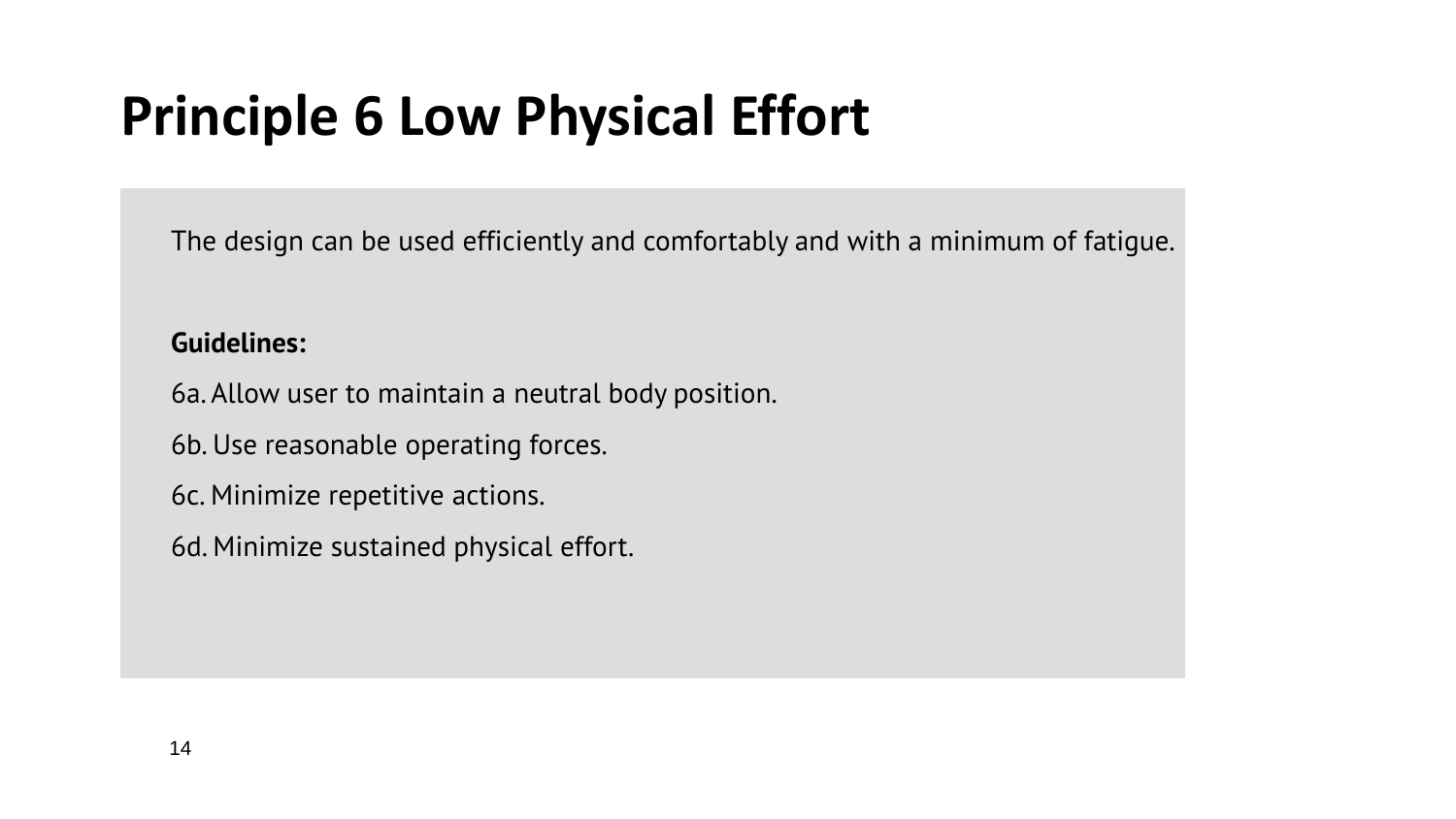# Principle 6 Low Physical Effort

The design can be used efficiently and comfortably and with a minimum of fatigue.

**Guidelines:**

6a. Allow user to maintain a neutral body position.

6b. Use reasonable operating forces.

6c. Minimize repetitive actions.

6d. Minimize sustained physical effort.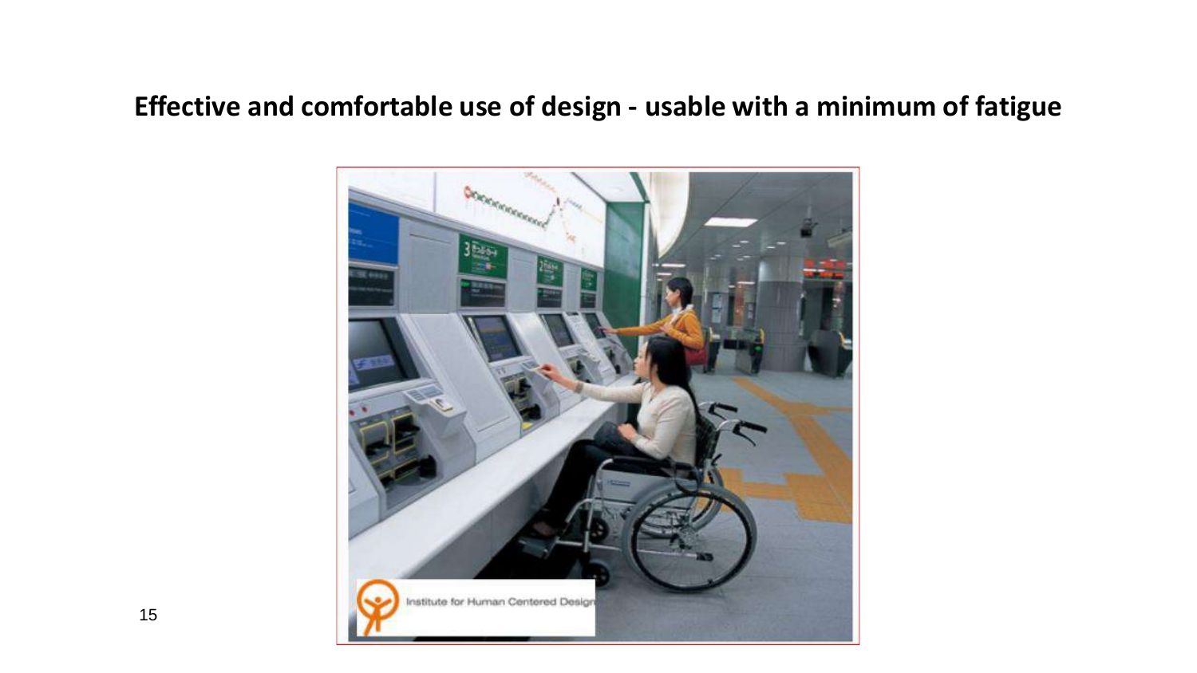**Effective and comfortable use of design - usable with a minimum of fatigue**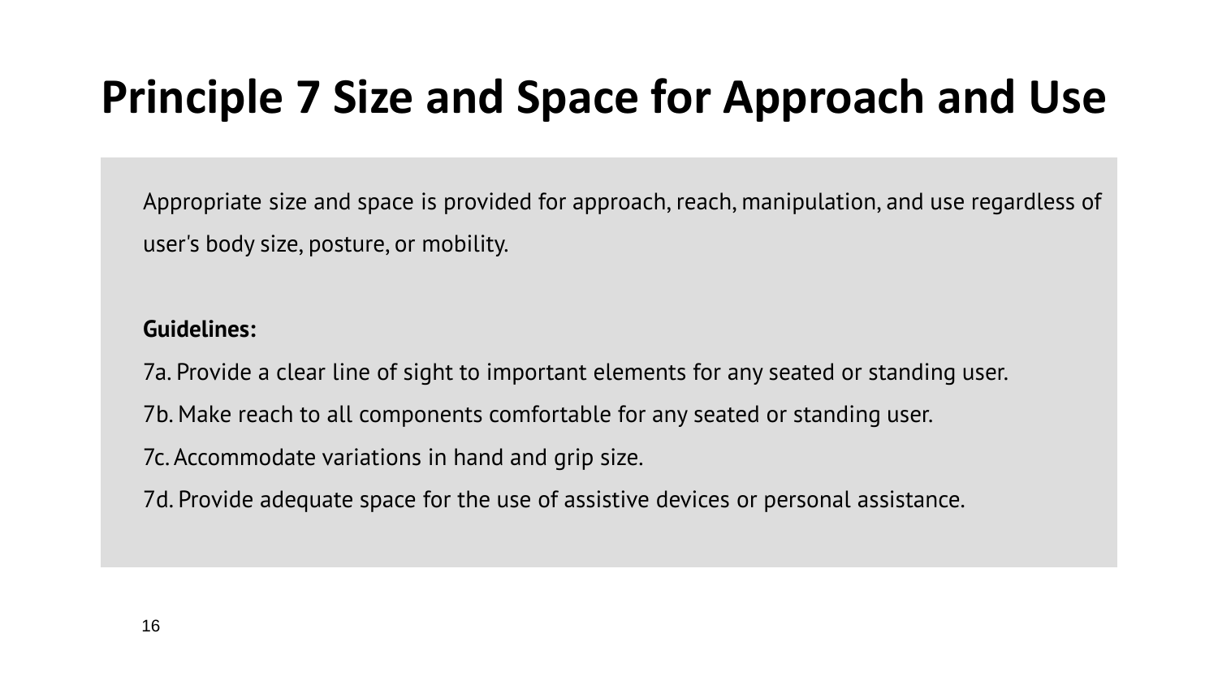# Principle 7 Size and Space for Approach and Use

Appropriate size and space is provided for approach, reach, manipulation, and use regardless of user's body size, posture, or mobility.

**Guidelines:**

7a. Provide a clear line of sight to important elements for any seated or standing user.

7b. Make reach to all components comfortable for any seated or standing user.

7c. Accommodate variations in hand and grip size.

7d. Provide adequate space for the use of assistive devices or personal assistance.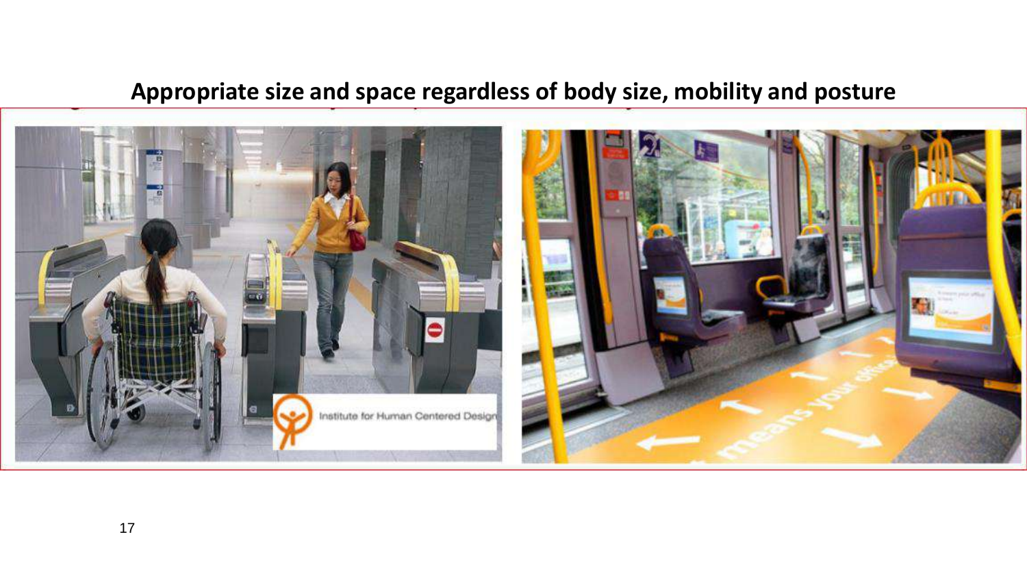**Appropriate size and space regardless of body size, mobility and posture**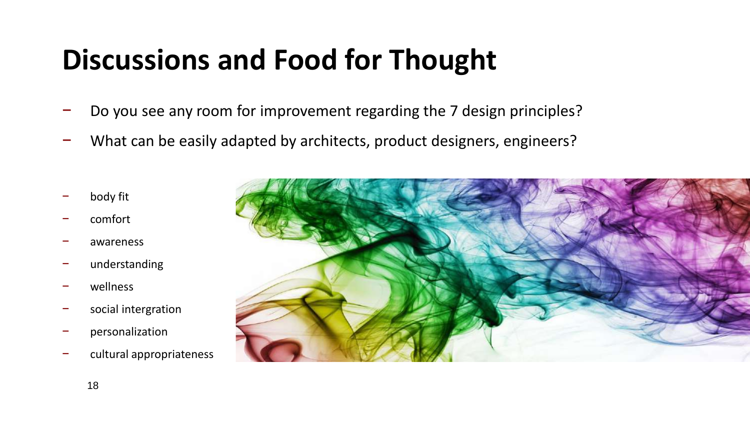# Discussions and Food for Thought

- Do you see any room for improvement regarding the 7 design principles?
- What can be easily adapted by architects, product designers, engineers?

- body fit
- comfort
- awareness
- understanding
- wellness
- social intergration
- personalization
- cultural appropriateness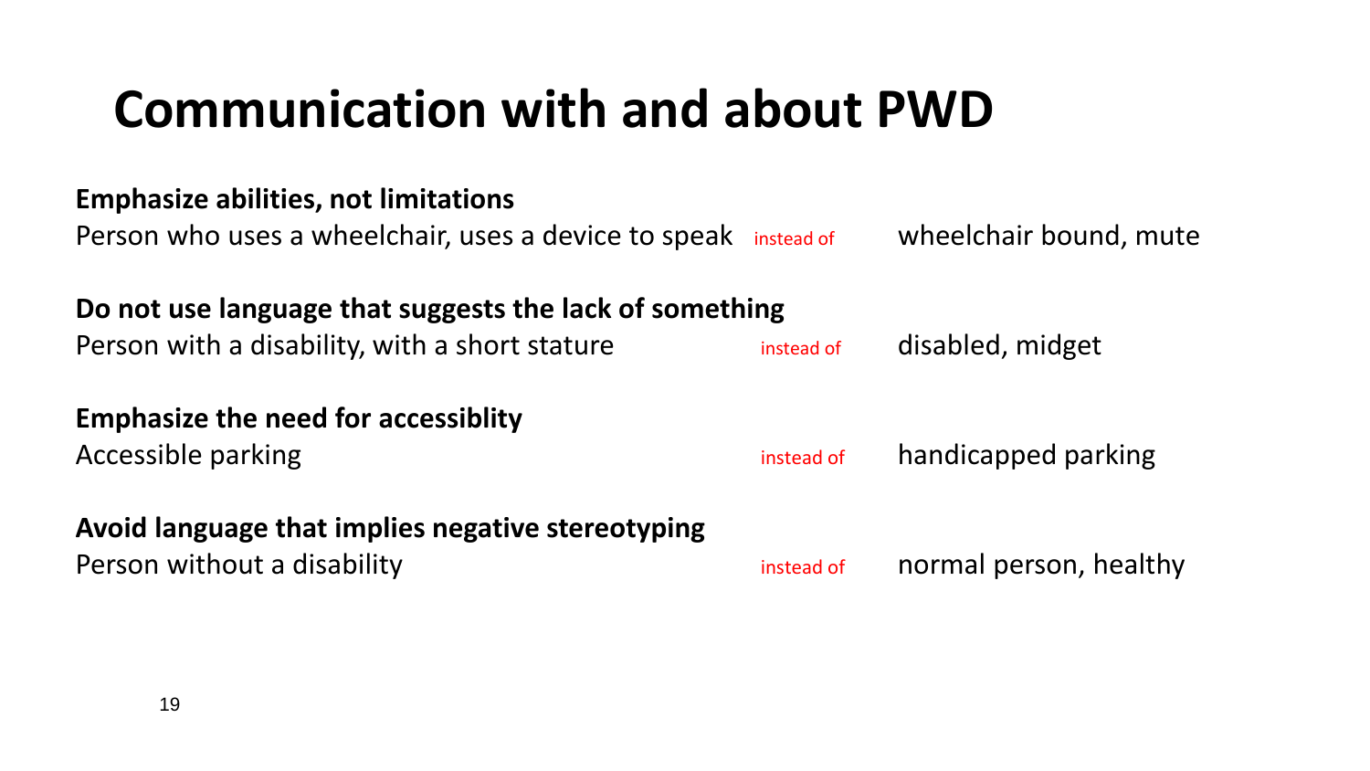# Communication with and about PWD

**Emphasize abilities, not limitations**

Person who uses a wheelchair, uses a device to speak instead of wheelchair bound, mute

**Do not use language that suggests the lack of something**

Person with a disability, with a short stature instead of disabled, midget

**Emphasize the need for accessiblity**

Accessible parking instead of handicapped parking

**Avoid language that implies negative stereotyping**

Person without a disability instead of normal person, healthy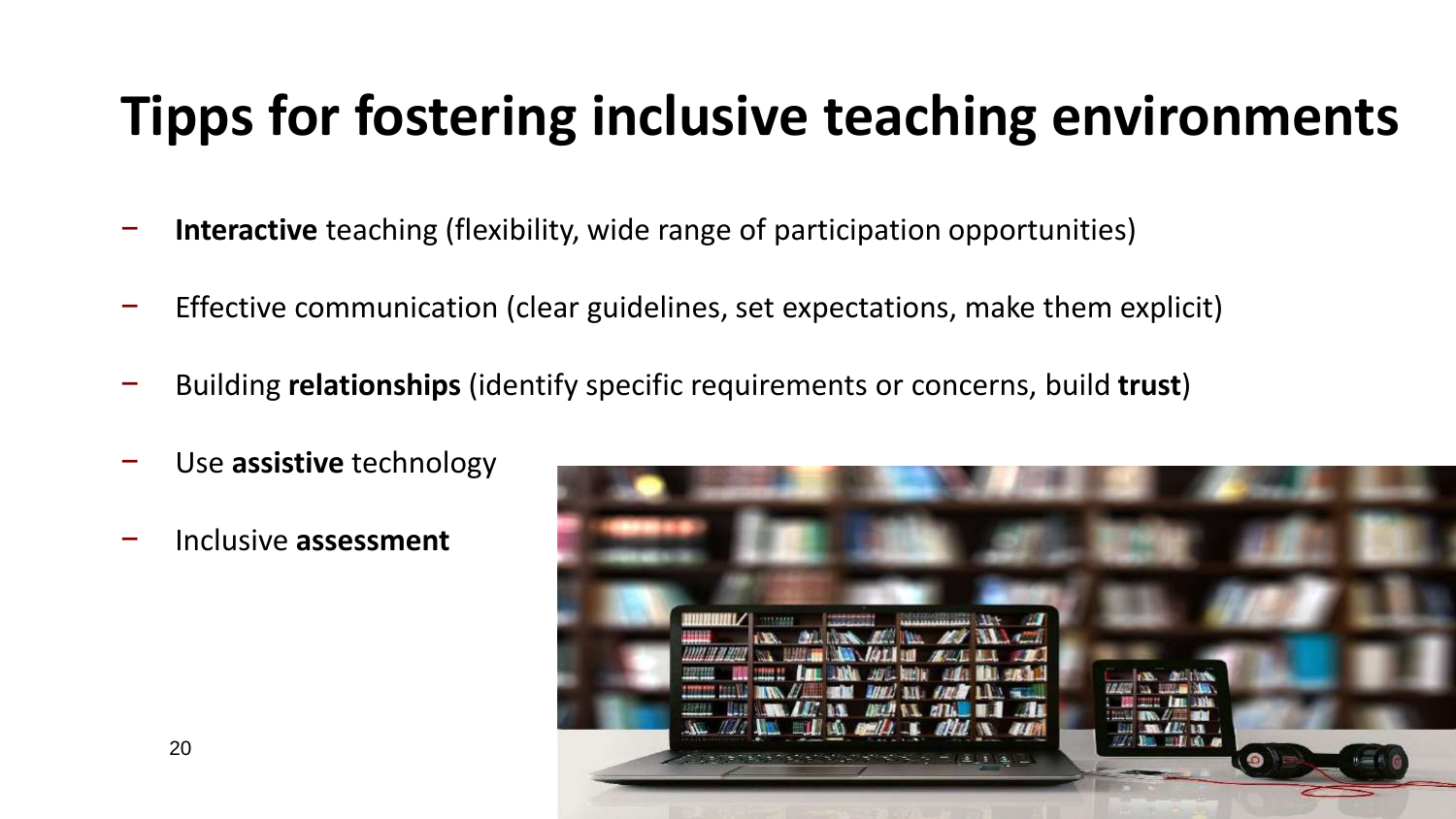# Tipps for fostering inclusive teaching environments

- **Interactive** teaching (flexibility, wide range of participation opportunities)
- Effective communication (clear guidelines, set expectations, make them explicit)
- Building **relationships** (identify specific requirements or concerns, build **trust**)
- Use **assistive** technology
- Inclusive **assessment**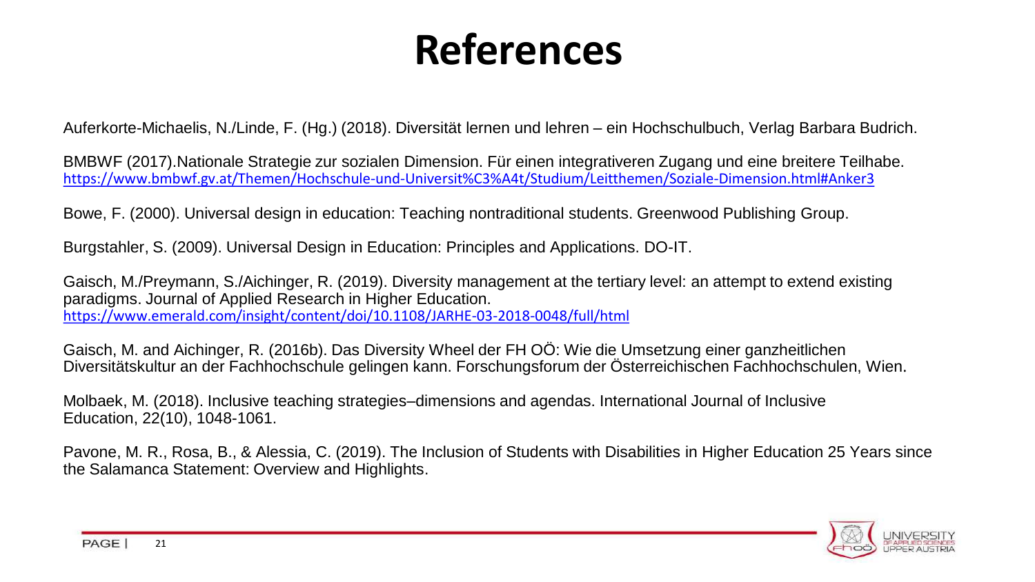# References

Auferkorte-Michaelis, N./Linde, F. (Hg.) (2018). Diversität lernen und lehren – ein Hochschulbuch, Verlag Barbara Budrich.

BMBWF (2017).Nationale Strategie zur sozialen Dimension. Für einen integrativeren Zugang und eine breitere Teilhabe. https://www.bmbwf.gv.at/Themen/Hochschule-und-Universit%C3%A4t/Studium/Leitthemen/Soziale-Dimension.html#Anker3

Bowe, F. (2000). Universal design in education: Teaching nontraditional students. Greenwood Publishing Group.

Burgstahler, S. (2009). Universal Design in Education: Principles and Applications. DO-IT.

Gaisch, M./Preymann, S./Aichinger, R. (2019). Diversity management at the tertiary level: an attempt to extend existing paradigms. Journal of Applied Research in Higher Education. https://www.emerald.com/insight/content/doi/10.1108/JARHE-03-2018-0048/full/html

Gaisch, M. and Aichinger, R. (2016b). Das Diversity Wheel der FH OÖ: Wie die Umsetzung einer ganzheitlichen Diversitätskultur an der Fachhochschule gelingen kann. Forschungsforum der Österreichischen Fachhochschulen, Wien.

Molbaek, M. (2018). Inclusive teaching strategies–dimensions and agendas. International Journal of Inclusive Education, 22(10), 1048-1061.

Pavone, M. R., Rosa, B., & Alessia, C. (2019). The Inclusion of Students with Disabilities in Higher Education 25 Years since the Salamanca Statement: Overview and Highlights.